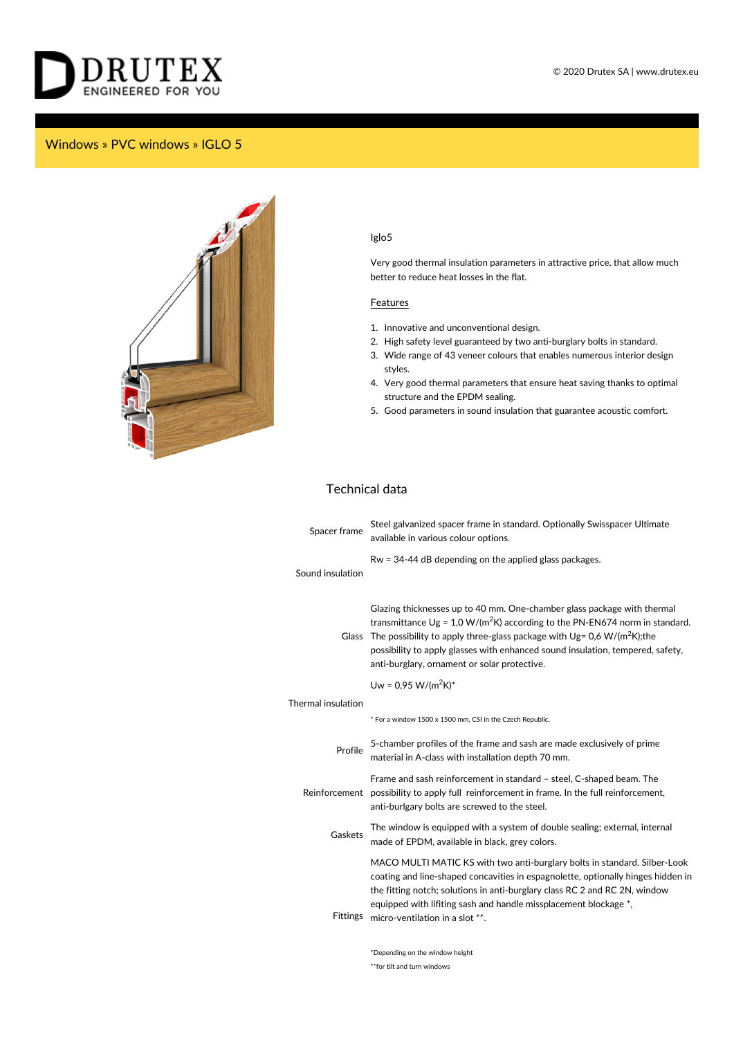Windows » PVC windows » IGLO 5

Iglo5

Very good thermal insulation parameters in attractive price, that allow much better to reduce heat losses in the flat.

Features

1. Innovative and unconventional design.
2. High safety level guaranteed by two anti-burglary bolts in standard.
3. Wide range of 43 veneer colours that enables numerous interior design styles.
4. Very good thermal parameters that ensure heat saving thanks to optimal structure and the EPDM sealing.
5. Good parameters in sound insulation that guarantee acoustic comfort.

## Technical data

| | |
|---|---|
| Spacer frame | Steel galvanized spacer frame in standard. Optionally Swisspacer Ultimate available in various colour options. |
| Sound insulation | Rw = 34-44 dB depending on the applied glass packages. |
| Glass | Glazing thicknesses up to 40 mm. One-chamber glass package with thermal transmittance Ug = 1,0 W/($m^2$K) according to the PN-EN674 norm in standard. The possibility to apply three-glass package with Ug= 0,6 W/($m^2$K);the possibility to apply glasses with enhanced sound insulation, tempered, safety, anti-burglary, ornament or solar protective. |
| Thermal insulation | Uw = 0,95 W/($m^2$K)* <br> * For a window 1500 x 1500 mm, CSI in the Czech Republic. |
| Profile | 5-chamber profiles of the frame and sash are made exclusively of prime material in A-class with installation depth 70 mm. |
| Reinforcement | Frame and sash reinforcement in standard – steel, C-shaped beam. The possibility to apply full reinforcement in frame. In the full reinforcement, anti-burlgary bolts are screwed to the steel. |
| Gaskets | The window is equipped with a system of double sealing; external, internal made of EPDM, available in black, grey colors. |
| Fittings | MACO MULTI MATIC KS with two anti-burglary bolts in standard. Silber-Look coating and line-shaped concavities in espagnolette, optionally hinges hidden in the fitting notch; solutions in anti-burglary class RC 2 and RC 2N, window equipped with lifiting sash and handle missplacement blockage *, micro-ventilation in a slot **. <br> *Depending on the window height <br> **for tilt and turn windows |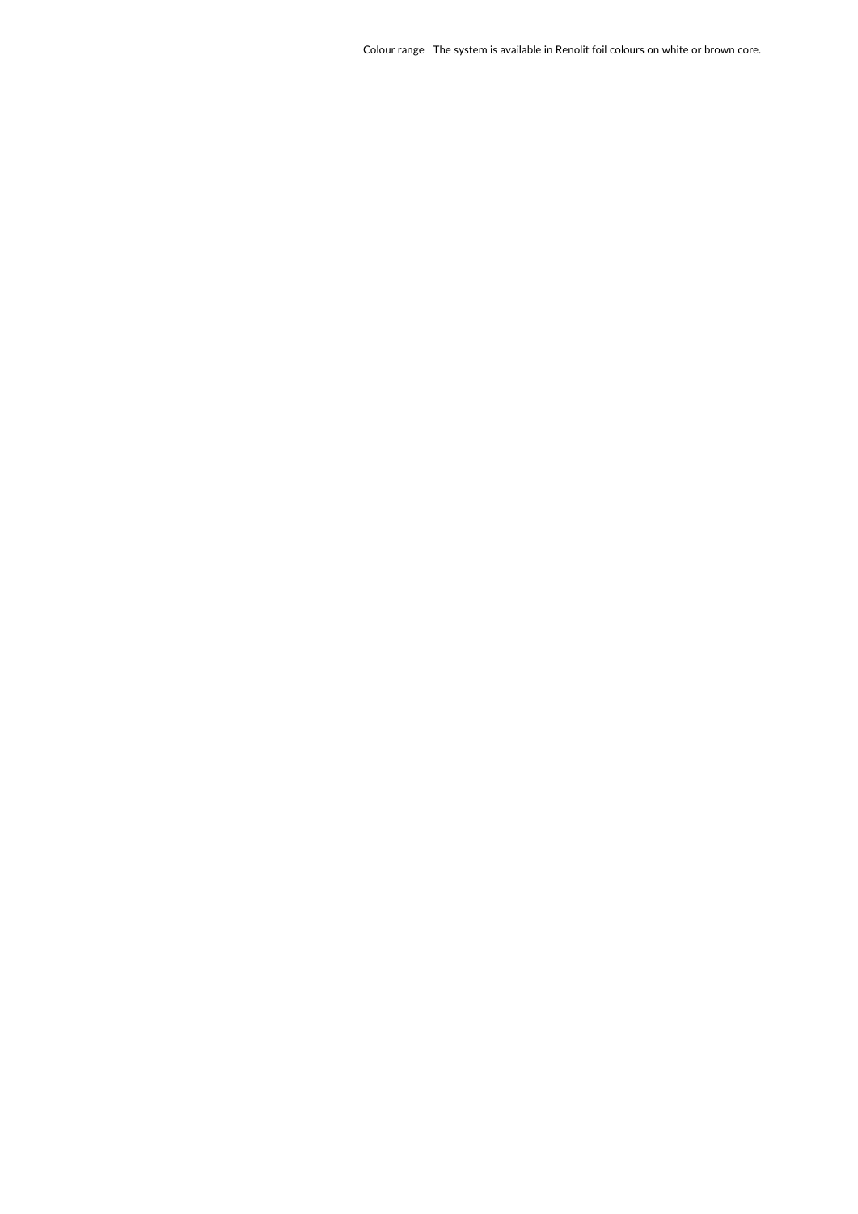Colour range The system is available in Renolit foil colours on white or brown core.